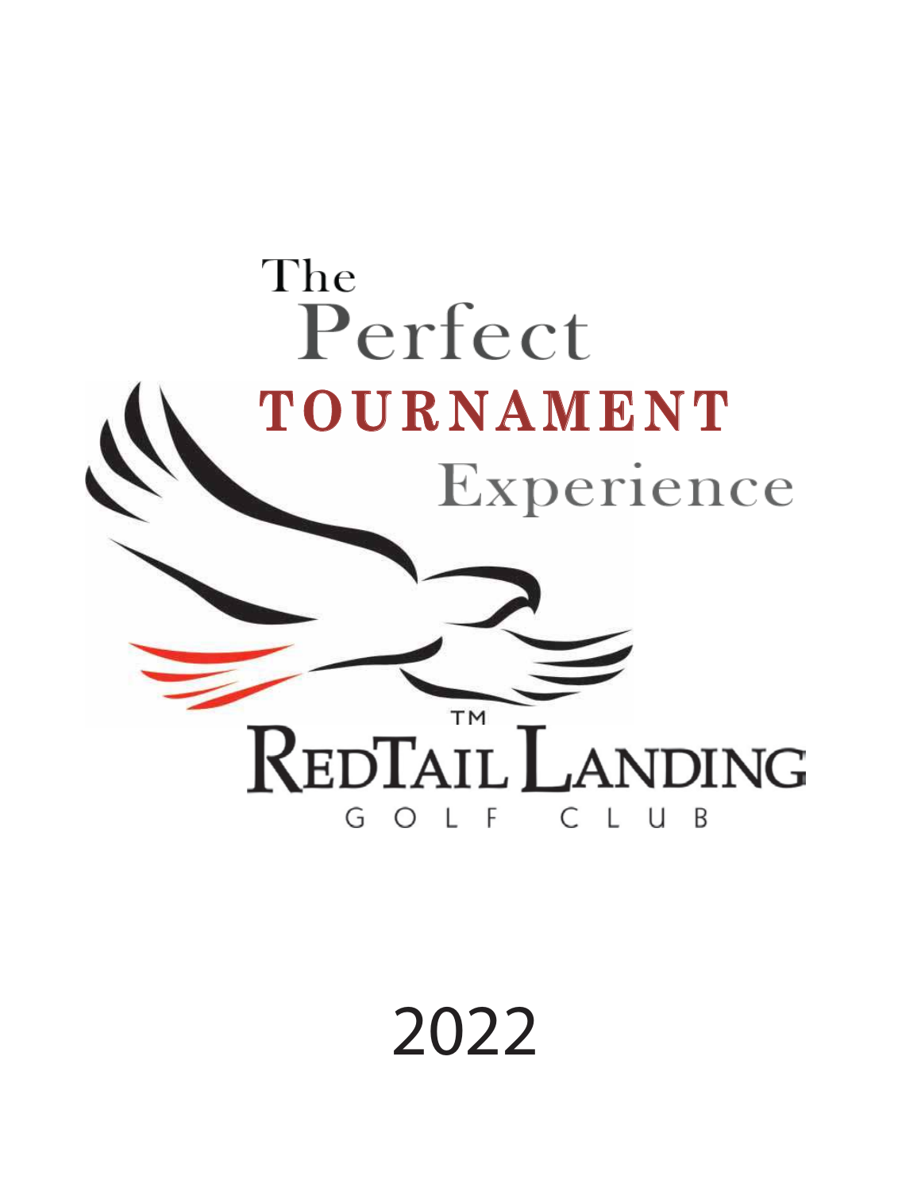# The Perfect TOURNAMENT Experience

RedTail Landing™

GOLF CLUB

2022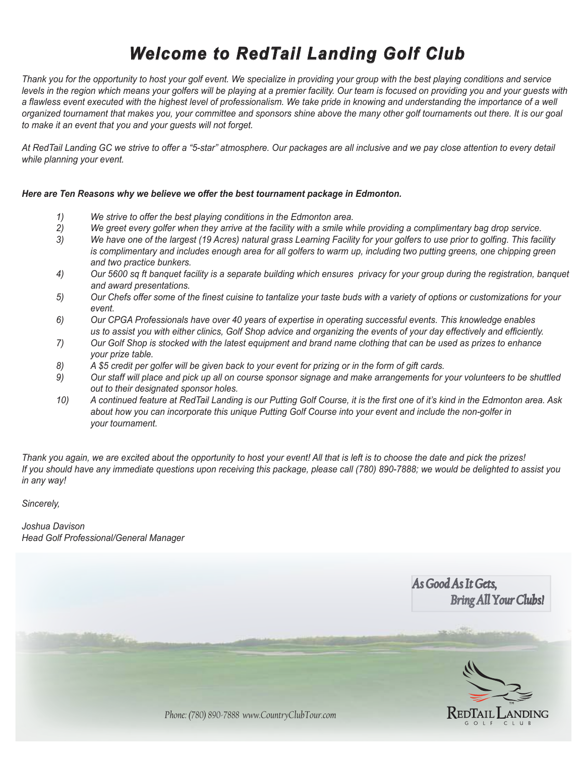# *Welcome to RedTail Landing Golf Club*

*Thank you for the opportunity to host your golf event. We specialize in providing your group with the best playing conditions and service levels in the region which means your golfers will be playing at a premier facility. Our team is focused on providing you and your guests with a flawless event executed with the highest level of professionalism. We take pride in knowing and understanding the importance of a well organized tournament that makes you, your committee and sponsors shine above the many other golf tournaments out there. It is our goal to make it an event that you and your guests will not forget.*

*At RedTail Landing GC we strive to offer a "5-star" atmosphere. Our packages are all inclusive and we pay close attention to every detail while planning your event.*

***Here are Ten Reasons why we believe we offer the best tournament package in Edmonton.***

1) *We strive to offer the best playing conditions in the Edmonton area.*
2) *We greet every golfer when they arrive at the facility with a smile while providing a complimentary bag drop service.*
3) *We have one of the largest (19 Acres) natural grass Learning Facility for your golfers to use prior to golfing. This facility is complimentary and includes enough area for all golfers to warm up, including two putting greens, one chipping green and two practice bunkers.*
4) *Our 5600 sq ft banquet facility is a separate building which ensures privacy for your group during the registration, banquet and award presentations.*
5) *Our Chefs offer some of the finest cuisine to tantalize your taste buds with a variety of options or customizations for your event.*
6) *Our CPGA Professionals have over 40 years of expertise in operating successful events. This knowledge enables us to assist you with either clinics, Golf Shop advice and organizing the events of your day effectively and efficiently.*
7) *Our Golf Shop is stocked with the latest equipment and brand name clothing that can be used as prizes to enhance your prize table.*
8) *A $5 credit per golfer will be given back to your event for prizing or in the form of gift cards.*
9) *Our staff will place and pick up all on course sponsor signage and make arrangements for your volunteers to be shuttled out to their designated sponsor holes.*
10) *A continued feature at RedTail Landing is our Putting Golf Course, it is the first one of it's kind in the Edmonton area. Ask about how you can incorporate this unique Putting Golf Course into your event and include the non-golfer in your tournament.*

*Thank you again, we are excited about the opportunity to host your event! All that is left is to choose the date and pick the prizes! If you should have any immediate questions upon receiving this package, please call (780) 890-7888; we would be delighted to assist you in any way!*

*Sincerely,*

*Joshua Davison*
*Head Golf Professional/General Manager*

*As Good As It Gets,*
*Bring All Your Clubs!*

Phone: (780) 890-7888 www.CountryClubTour.com

RedTail Landing Golf Club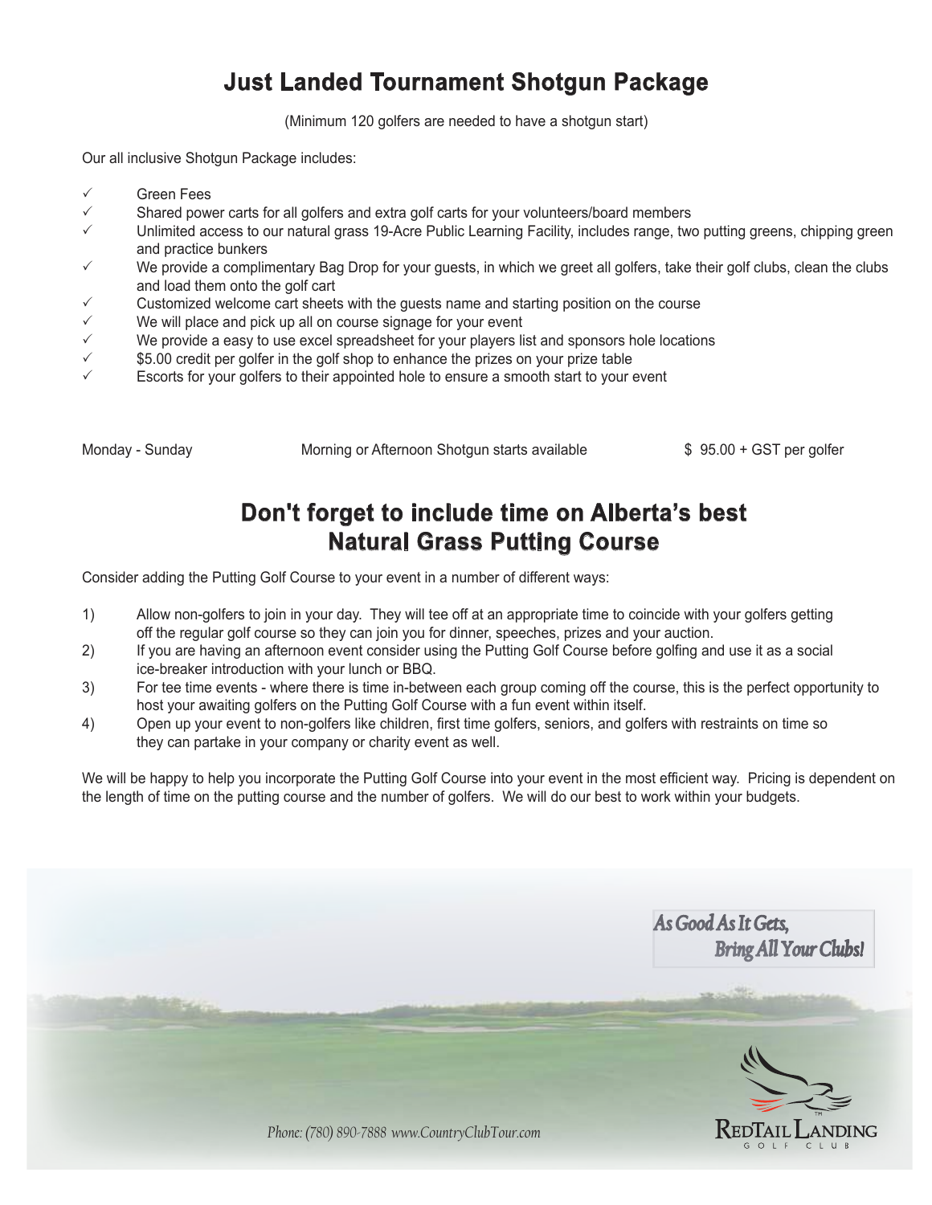# Just Landed Tournament Shotgun Package

(Minimum 120 golfers are needed to have a shotgun start)

Our all inclusive Shotgun Package includes:

- ✓ Green Fees
- ✓ Shared power carts for all golfers and extra golf carts for your volunteers/board members
- ✓ Unlimited access to our natural grass 19-Acre Public Learning Facility, includes range, two putting greens, chipping green and practice bunkers
- ✓ We provide a complimentary Bag Drop for your guests, in which we greet all golfers, take their golf clubs, clean the clubs and load them onto the golf cart
- ✓ Customized welcome cart sheets with the guests name and starting position on the course
- ✓ We will place and pick up all on course signage for your event
- ✓ We provide a easy to use excel spreadsheet for your players list and sponsors hole locations
- ✓ $5.00 credit per golfer in the golf shop to enhance the prizes on your prize table
- ✓ Escorts for your golfers to their appointed hole to ensure a smooth start to your event

| Monday - Sunday | Morning or Afternoon Shotgun starts available | $ 95.00 + GST per golfer |
| --- | --- | --- |

# Don't forget to include time on Alberta's best Natural Grass Putting Course

Consider adding the Putting Golf Course to your event in a number of different ways:

1) Allow non-golfers to join in your day. They will tee off at an appropriate time to coincide with your golfers getting off the regular golf course so they can join you for dinner, speeches, prizes and your auction.
2) If you are having an afternoon event consider using the Putting Golf Course before golfing and use it as a social ice-breaker introduction with your lunch or BBQ.
3) For tee time events - where there is time in-between each group coming off the course, this is the perfect opportunity to host your awaiting golfers on the Putting Golf Course with a fun event within itself.
4) Open up your event to non-golfers like children, first time golfers, seniors, and golfers with restraints on time so they can partake in your company or charity event as well.

We will be happy to help you incorporate the Putting Golf Course into your event in the most efficient way. Pricing is dependent on the length of time on the putting course and the number of golfers. We will do our best to work within your budgets.

*As Good As It Gets, Bring All Your Clubs!*

*Phone: (780) 890-7888 www.CountryClubTour.com*

RedTail Landing Golf Club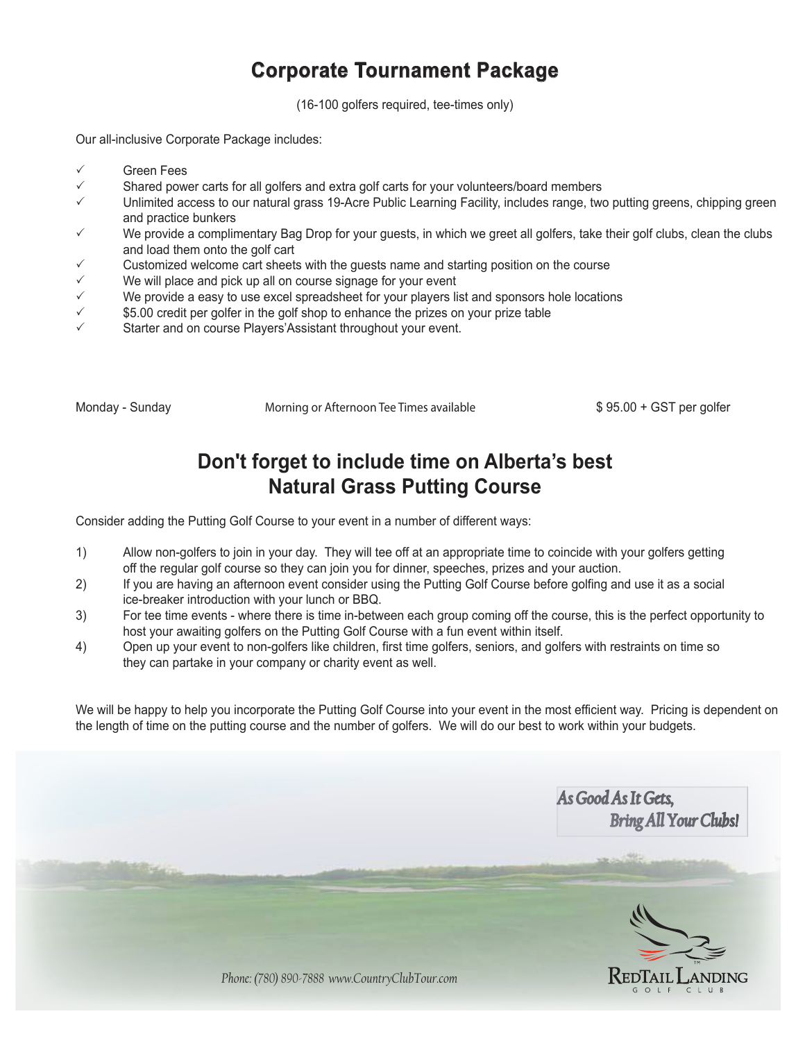# Corporate Tournament Package

(16-100 golfers required, tee-times only)

Our all-inclusive Corporate Package includes:

- ✓ Green Fees
- ✓ Shared power carts for all golfers and extra golf carts for your volunteers/board members
- ✓ Unlimited access to our natural grass 19-Acre Public Learning Facility, includes range, two putting greens, chipping green and practice bunkers
- ✓ We provide a complimentary Bag Drop for your guests, in which we greet all golfers, take their golf clubs, clean the clubs and load them onto the golf cart
- ✓ Customized welcome cart sheets with the guests name and starting position on the course
- ✓ We will place and pick up all on course signage for your event
- ✓ We provide a easy to use excel spreadsheet for your players list and sponsors hole locations
- ✓ $5.00 credit per golfer in the golf shop to enhance the prizes on your prize table
- ✓ Starter and on course Players'Assistant throughout your event.

| Monday - Sunday | Morning or Afternoon Tee Times available | $ 95.00 + GST per golfer |
|---|---|---|

## Don't forget to include time on Alberta's best Natural Grass Putting Course

Consider adding the Putting Golf Course to your event in a number of different ways:

1) Allow non-golfers to join in your day. They will tee off at an appropriate time to coincide with your golfers getting off the regular golf course so they can join you for dinner, speeches, prizes and your auction.
2) If you are having an afternoon event consider using the Putting Golf Course before golfing and use it as a social ice-breaker introduction with your lunch or BBQ.
3) For tee time events - where there is time in-between each group coming off the course, this is the perfect opportunity to host your awaiting golfers on the Putting Golf Course with a fun event within itself.
4) Open up your event to non-golfers like children, first time golfers, seniors, and golfers with restraints on time so they can partake in your company or charity event as well.

We will be happy to help you incorporate the Putting Golf Course into your event in the most efficient way. Pricing is dependent on the length of time on the putting course and the number of golfers. We will do our best to work within your budgets.

*As Good As It Gets, Bring All Your Clubs!*

*Phone: (780) 890-7888 www.CountryClubTour.com*

RedTail Landing Golf Club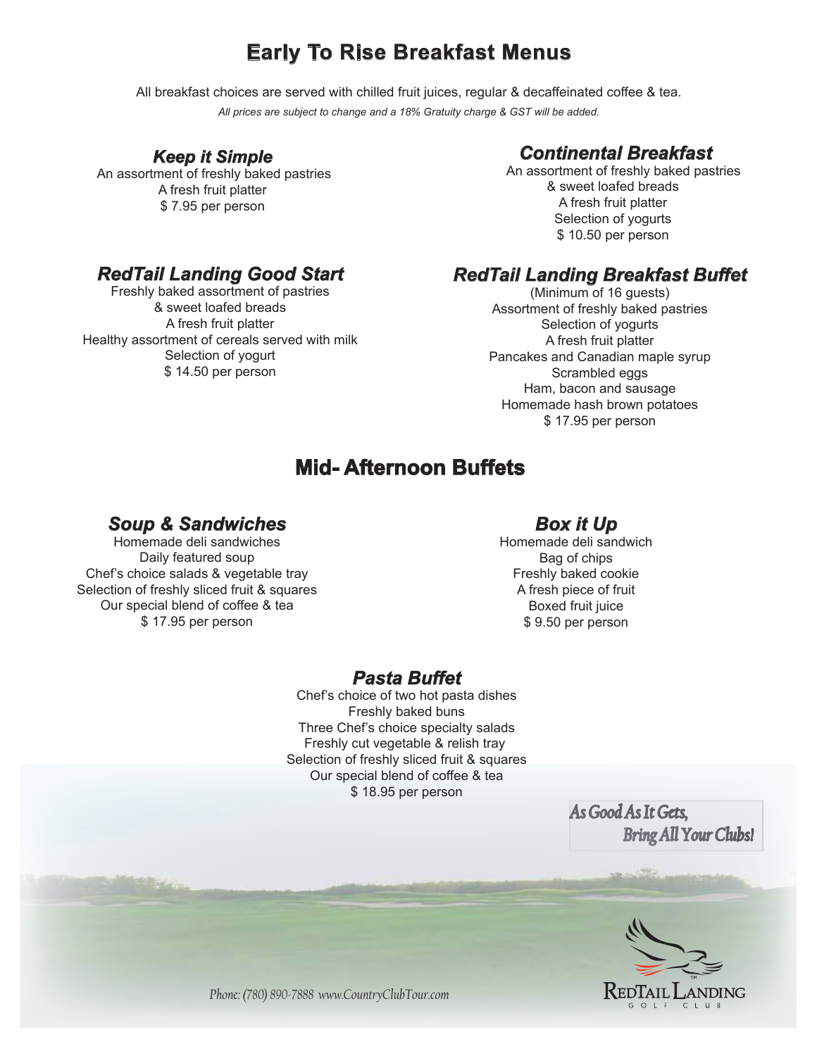# Early To Rise Breakfast Menus

All breakfast choices are served with chilled fruit juices, regular & decaffeinated coffee & tea.

*All prices are subject to change and a 18% Gratuity charge & GST will be added.*

### *Keep it Simple*

An assortment of freshly baked pastries
A fresh fruit platter
$ 7.95 per person

### *Continental Breakfast*

An assortment of freshly baked pastries
& sweet loafed breads
A fresh fruit platter
Selection of yogurts
$ 10.50 per person

### *RedTail Landing Good Start*

Freshly baked assortment of pastries
& sweet loafed breads
A fresh fruit platter
Healthy assortment of cereals served with milk
Selection of yogurt
$ 14.50 per person

### *RedTail Landing Breakfast Buffet*

(Minimum of 16 guests)
Assortment of freshly baked pastries
Selection of yogurts
A fresh fruit platter
Pancakes and Canadian maple syrup
Scrambled eggs
Ham, bacon and sausage
Homemade hash brown potatoes
$ 17.95 per person

# Mid- Afternoon Buffets

### *Soup & Sandwiches*

Homemade deli sandwiches
Daily featured soup
Chef's choice salads & vegetable tray
Selection of freshly sliced fruit & squares
Our special blend of coffee & tea
$ 17.95 per person

### *Box it Up*

Homemade deli sandwich
Bag of chips
Freshly baked cookie
A fresh piece of fruit
Boxed fruit juice
$ 9.50 per person

### *Pasta Buffet*

Chef's choice of two hot pasta dishes
Freshly baked buns
Three Chef's choice specialty salads
Freshly cut vegetable & relish tray
Selection of freshly sliced fruit & squares
Our special blend of coffee & tea
$ 18.95 per person

*As Good As It Gets,*
*Bring All Your Clubs!*

*Phone: (780) 890-7888 www.CountryClubTour.com*

RedTail Landing Golf Club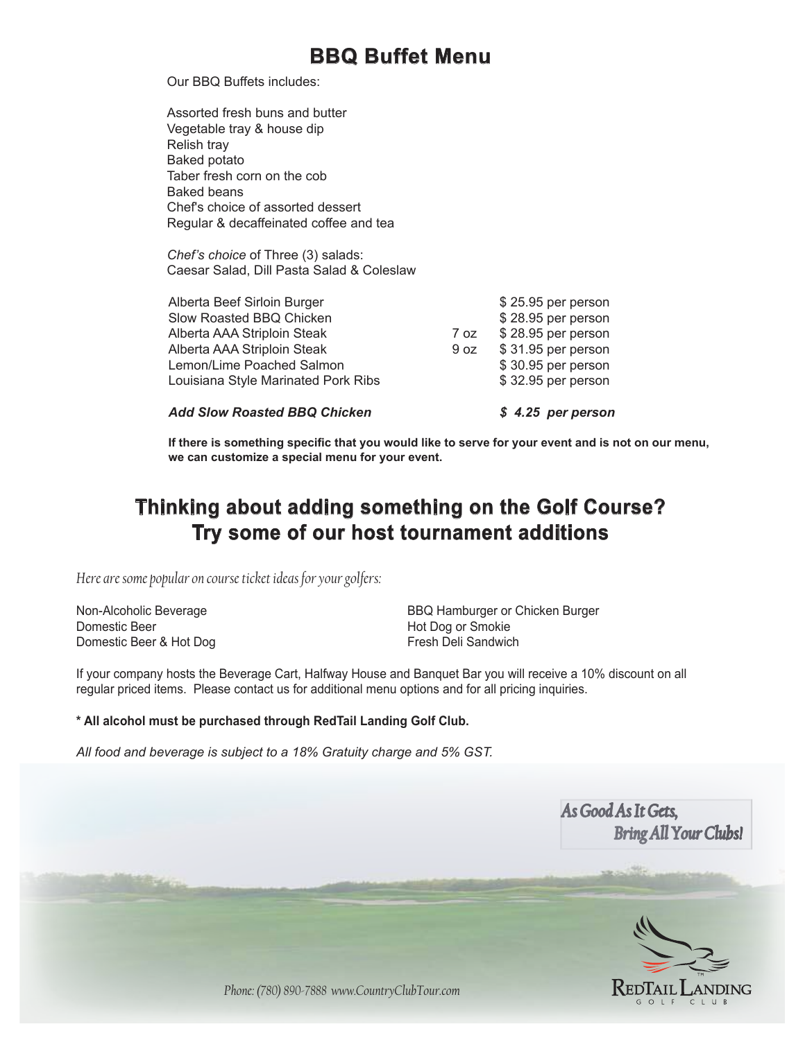# BBQ Buffet Menu

Our BBQ Buffets includes:

Assorted fresh buns and butter
Vegetable tray & house dip
Relish tray
Baked potato
Taber fresh corn on the cob
Baked beans
Chef's choice of assorted dessert
Regular & decaffeinated coffee and tea

*Chef's choice* of Three (3) salads:
Caesar Salad, Dill Pasta Salad & Coleslaw

| | | |
|---|---|---|
| Alberta Beef Sirloin Burger | | $ 25.95 per person |
| Slow Roasted BBQ Chicken | | $ 28.95 per person |
| Alberta AAA Striploin Steak | 7 oz | $ 28.95 per person |
| Alberta AAA Striploin Steak | 9 oz | $ 31.95 per person |
| Lemon/Lime Poached Salmon | | $ 30.95 per person |
| Louisiana Style Marinated Pork Ribs | | $ 32.95 per person |
| ***Add Slow Roasted BBQ Chicken*** | | ***$ 4.25 per person*** |

**If there is something specific that you would like to serve for your event and is not on our menu, we can customize a special menu for your event.**

## Thinking about adding something on the Golf Course? Try some of our host tournament additions

*Here are some popular on course ticket ideas for your golfers:*

Non-Alcoholic Beverage
Domestic Beer
Domestic Beer & Hot Dog
BBQ Hamburger or Chicken Burger
Hot Dog or Smokie
Fresh Deli Sandwich

If your company hosts the Beverage Cart, Halfway House and Banquet Bar you will receive a 10% discount on all regular priced items. Please contact us for additional menu options and for all pricing inquiries.

**\* All alcohol must be purchased through RedTail Landing Golf Club.**

*All food and beverage is subject to a 18% Gratuity charge and 5% GST.*

*As Good As It Gets, Bring All Your Clubs!*

Phone: (780) 890-7888 www.CountryClubTour.com

RedTail Landing Golf Club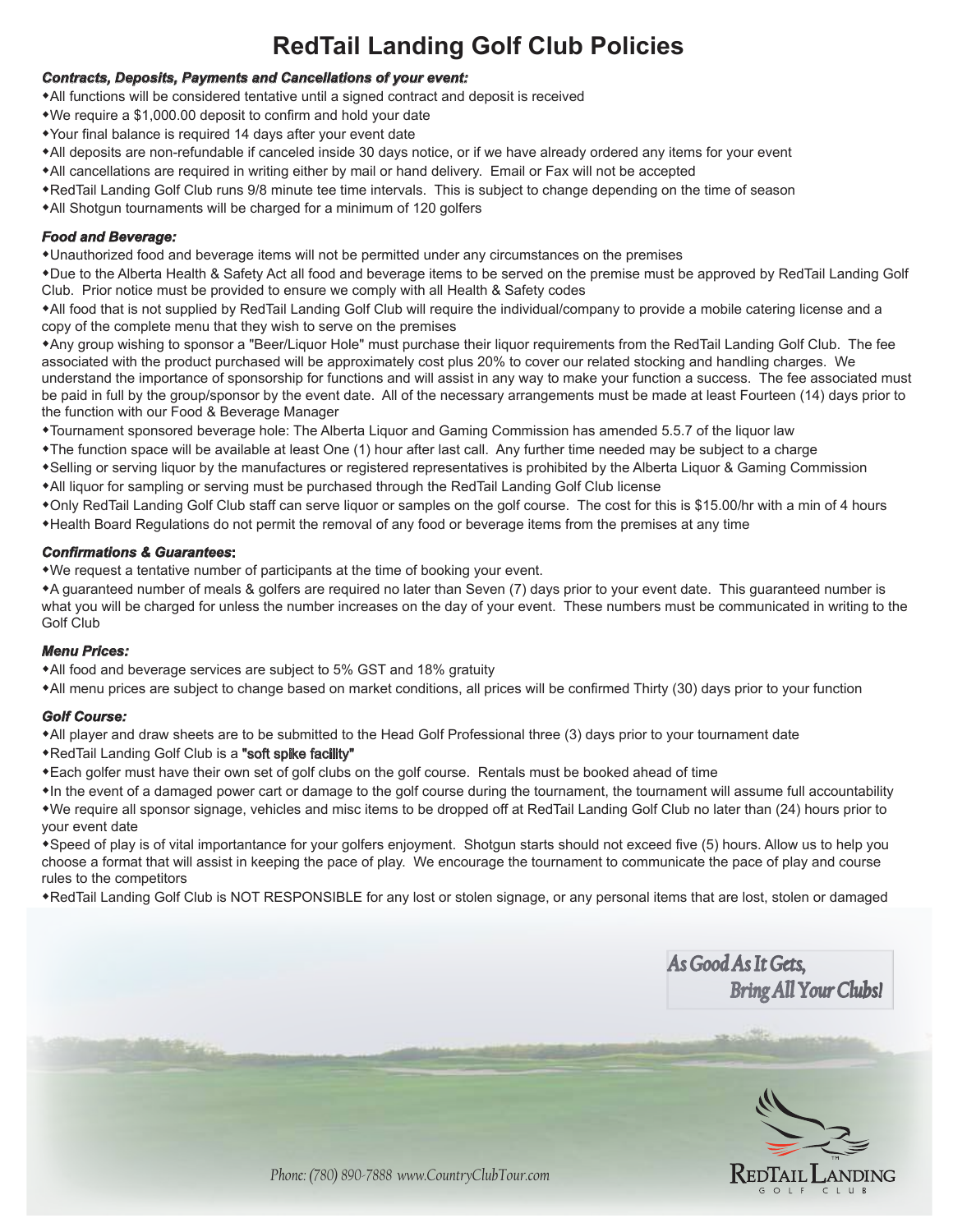# RedTail Landing Golf Club Policies

***Contracts, Deposits, Payments and Cancellations of your event:***

- All functions will be considered tentative until a signed contract and deposit is received
- We require a $1,000.00 deposit to confirm and hold your date
- Your final balance is required 14 days after your event date
- All deposits are non-refundable if canceled inside 30 days notice, or if we have already ordered any items for your event
- All cancellations are required in writing either by mail or hand delivery. Email or Fax will not be accepted
- RedTail Landing Golf Club runs 9/8 minute tee time intervals. This is subject to change depending on the time of season
- All Shotgun tournaments will be charged for a minimum of 120 golfers

***Food and Beverage:***

- Unauthorized food and beverage items will not be permitted under any circumstances on the premises
- Due to the Alberta Health & Safety Act all food and beverage items to be served on the premise must be approved by RedTail Landing Golf Club. Prior notice must be provided to ensure we comply with all Health & Safety codes
- All food that is not supplied by RedTail Landing Golf Club will require the individual/company to provide a mobile catering license and a copy of the complete menu that they wish to serve on the premises
- Any group wishing to sponsor a "Beer/Liquor Hole" must purchase their liquor requirements from the RedTail Landing Golf Club. The fee associated with the product purchased will be approximately cost plus 20% to cover our related stocking and handling charges. We understand the importance of sponsorship for functions and will assist in any way to make your function a success. The fee associated must be paid in full by the group/sponsor by the event date. All of the necessary arrangements must be made at least Fourteen (14) days prior to the function with our Food & Beverage Manager
- Tournament sponsored beverage hole: The Alberta Liquor and Gaming Commission has amended 5.5.7 of the liquor law
- The function space will be available at least One (1) hour after last call. Any further time needed may be subject to a charge
- Selling or serving liquor by the manufactures or registered representatives is prohibited by the Alberta Liquor & Gaming Commission
- All liquor for sampling or serving must be purchased through the RedTail Landing Golf Club license
- Only RedTail Landing Golf Club staff can serve liquor or samples on the golf course. The cost for this is $15.00/hr with a min of 4 hours
- Health Board Regulations do not permit the removal of any food or beverage items from the premises at any time

***Confirmations & Guarantees:***

- We request a tentative number of participants at the time of booking your event.
- A guaranteed number of meals & golfers are required no later than Seven (7) days prior to your event date. This guaranteed number is what you will be charged for unless the number increases on the day of your event. These numbers must be communicated in writing to the Golf Club

***Menu Prices:***

- All food and beverage services are subject to 5% GST and 18% gratuity
- All menu prices are subject to change based on market conditions, all prices will be confirmed Thirty (30) days prior to your function

***Golf Course:***

- All player and draw sheets are to be submitted to the Head Golf Professional three (3) days prior to your tournament date
- RedTail Landing Golf Club is a **"soft spike facility"**
- Each golfer must have their own set of golf clubs on the golf course. Rentals must be booked ahead of time
- In the event of a damaged power cart or damage to the golf course during the tournament, the tournament will assume full accountability
- We require all sponsor signage, vehicles and misc items to be dropped off at RedTail Landing Golf Club no later than (24) hours prior to your event date
- Speed of play is of vital importantance for your golfers enjoyment. Shotgun starts should not exceed five (5) hours. Allow us to help you choose a format that will assist in keeping the pace of play. We encourage the tournament to communicate the pace of play and course rules to the competitors
- RedTail Landing Golf Club is NOT RESPONSIBLE for any lost or stolen signage, or any personal items that are lost, stolen or damaged

*As Good As It Gets,*
*Bring All Your Clubs!*

Phone: (780) 890-7888 www.CountryClubTour.com

RedTail Landing Golf Club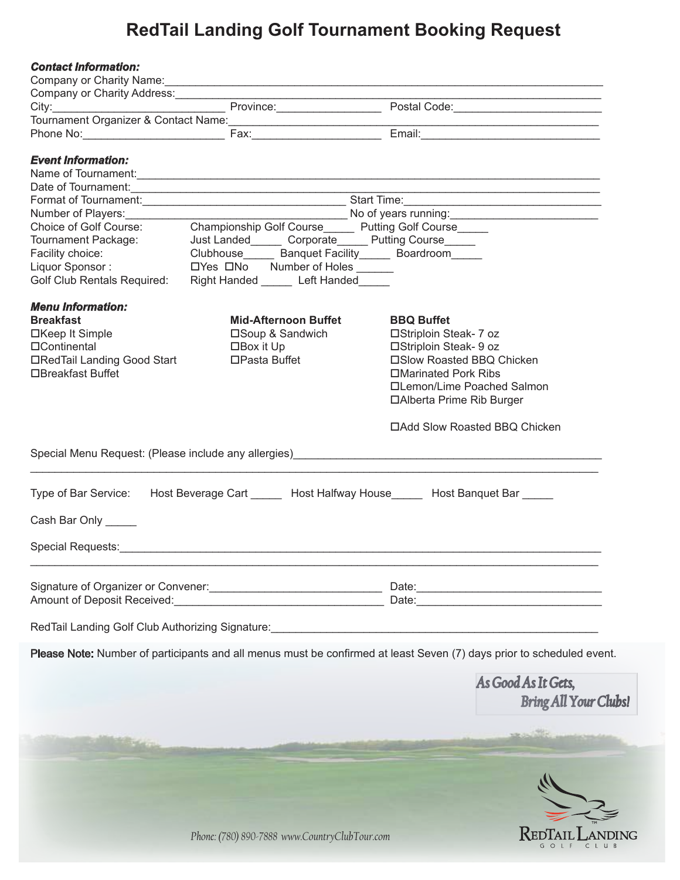# RedTail Landing Golf Tournament Booking Request

***Contact Information:***

Company or Charity Name:_______________________________________________

Company or Charity Address:_____________________________________________

City:____________________ Province:________________ Postal Code:____________________

Tournament Organizer & Contact Name:_______________________________________

Phone No:____________________ Fax:____________________ Email:________________________

***Event Information:***

Name of Tournament:_____________________________________________________

Date of Tournament:______________________________________________________

Format of Tournament:_____________________________ Start Time:________________________

Number of Players:_______________________________ No of years running:__________________

Choice of Golf Course: Championship Golf Course_____ Putting Golf Course_____

Tournament Package: Just Landed_____ Corporate_____ Putting Course_____

Facility choice: Clubhouse_____ Banquet Facility_____ Boardroom_____

Liquor Sponsor : ☐Yes ☐No Number of Holes ______

Golf Club Rentals Required: Right Handed _____ Left Handed_____

***Menu Information:***

**Breakfast**

- ☐Keep It Simple
- ☐Continental
- ☐RedTail Landing Good Start
- ☐Breakfast Buffet

**Mid-Afternoon Buffet**

- ☐Soup & Sandwich
- ☐Box it Up
- ☐Pasta Buffet

**BBQ Buffet**

- ☐Striploin Steak- 7 oz
- ☐Striploin Steak- 9 oz
- ☐Slow Roasted BBQ Chicken
- ☐Marinated Pork Ribs
- ☐Lemon/Lime Poached Salmon
- ☐Alberta Prime Rib Burger

☐Add Slow Roasted BBQ Chicken

Special Menu Request: (Please include any allergies)_________________________________

_______________________________________________________________________________

Type of Bar Service: Host Beverage Cart _____ Host Halfway House_____ Host Banquet Bar _____

Cash Bar Only _____

Special Requests:_______________________________________________________________

_______________________________________________________________________________

Signature of Organizer or Convener:__________________________ Date:____________________

Amount of Deposit Received:_______________________________ Date:____________________

RedTail Landing Golf Club Authorizing Signature:__________________________________________

**Please Note:** Number of participants and all menus must be confirmed at least Seven (7) days prior to scheduled event.

*As Good As It Gets, Bring All Your Clubs!*

Phone: (780) 890-7888 www.CountryClubTour.com

RedTail Landing Golf Club